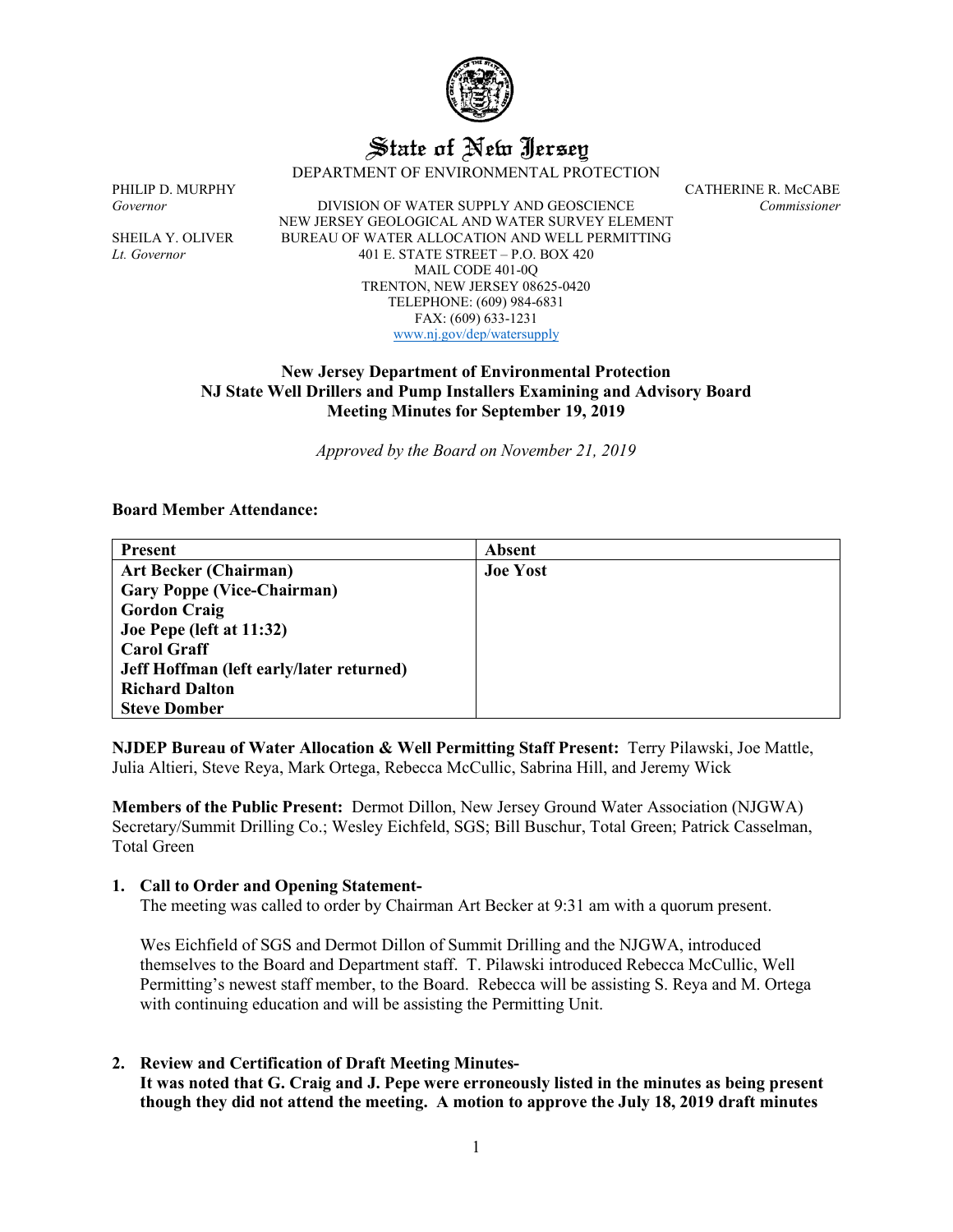# State of New Jersey

DEPARTMENT OF ENVIRONMENTAL PROTECTION

PHILIP D. MURPHY
*Governor*

SHEILA Y. OLIVER
*Lt. Governor*

DIVISION OF WATER SUPPLY AND GEOSCIENCE
NEW JERSEY GEOLOGICAL AND WATER SURVEY ELEMENT
BUREAU OF WATER ALLOCATION AND WELL PERMITTING
401 E. STATE STREET – P.O. BOX 420
MAIL CODE 401-0Q
TRENTON, NEW JERSEY 08625-0420
TELEPHONE: (609) 984-6831
FAX: (609) 633-1231
www.nj.gov/dep/watersupply

CATHERINE R. McCABE
*Commissioner*

**New Jersey Department of Environmental Protection**
**NJ State Well Drillers and Pump Installers Examining and Advisory Board**
**Meeting Minutes for September 19, 2019**

*Approved by the Board on November 21, 2019*

**Board Member Attendance:**

| Present | Absent |
|---|---|
| **Art Becker (Chairman)** | **Joe Yost** |
| **Gary Poppe (Vice-Chairman)** | |
| **Gordon Craig** | |
| **Joe Pepe (left at 11:32)** | |
| **Carol Graff** | |
| **Jeff Hoffman (left early/later returned)** | |
| **Richard Dalton** | |
| **Steve Domber** | |

**NJDEP Bureau of Water Allocation & Well Permitting Staff Present:** Terry Pilawski, Joe Mattle, Julia Altieri, Steve Reya, Mark Ortega, Rebecca McCullic, Sabrina Hill, and Jeremy Wick

**Members of the Public Present:** Dermot Dillon, New Jersey Ground Water Association (NJGWA) Secretary/Summit Drilling Co.; Wesley Eichfeld, SGS; Bill Buschur, Total Green; Patrick Casselman, Total Green

**1. Call to Order and Opening Statement-**

The meeting was called to order by Chairman Art Becker at 9:31 am with a quorum present.

Wes Eichfield of SGS and Dermot Dillon of Summit Drilling and the NJGWA, introduced themselves to the Board and Department staff. T. Pilawski introduced Rebecca McCullic, Well Permitting's newest staff member, to the Board. Rebecca will be assisting S. Reya and M. Ortega with continuing education and will be assisting the Permitting Unit.

**2. Review and Certification of Draft Meeting Minutes-**

**It was noted that G. Craig and J. Pepe were erroneously listed in the minutes as being present though they did not attend the meeting. A motion to approve the July 18, 2019 draft minutes**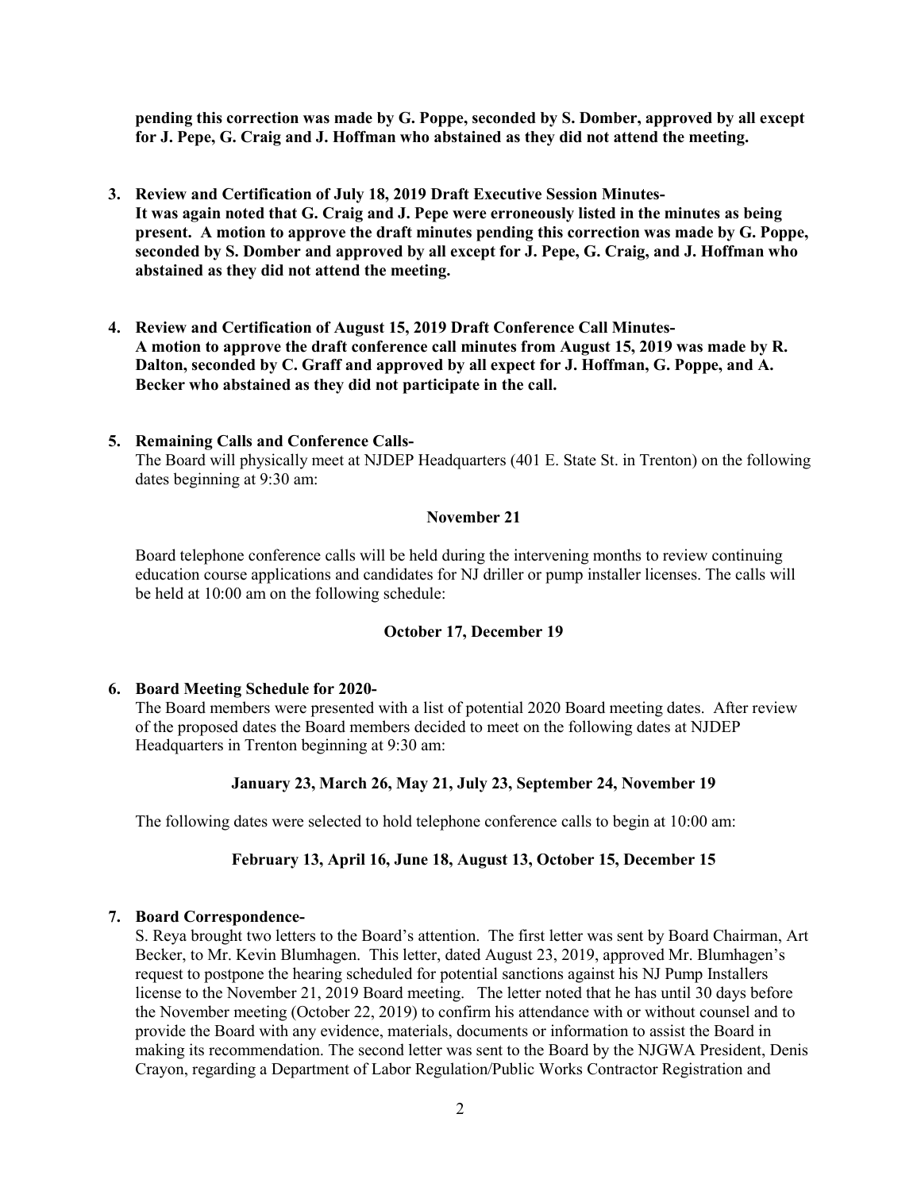**pending this correction was made by G. Poppe, seconded by S. Domber, approved by all except for J. Pepe, G. Craig and J. Hoffman who abstained as they did not attend the meeting.**

3. **Review and Certification of July 18, 2019 Draft Executive Session Minutes- It was again noted that G. Craig and J. Pepe were erroneously listed in the minutes as being present. A motion to approve the draft minutes pending this correction was made by G. Poppe, seconded by S. Domber and approved by all except for J. Pepe, G. Craig, and J. Hoffman who abstained as they did not attend the meeting.**

4. **Review and Certification of August 15, 2019 Draft Conference Call Minutes- A motion to approve the draft conference call minutes from August 15, 2019 was made by R. Dalton, seconded by C. Graff and approved by all expect for J. Hoffman, G. Poppe, and A. Becker who abstained as they did not participate in the call.**

5. **Remaining Calls and Conference Calls-**
   The Board will physically meet at NJDEP Headquarters (401 E. State St. in Trenton) on the following dates beginning at 9:30 am:

   **November 21**

   Board telephone conference calls will be held during the intervening months to review continuing education course applications and candidates for NJ driller or pump installer licenses. The calls will be held at 10:00 am on the following schedule:

   **October 17, December 19**

6. **Board Meeting Schedule for 2020-**
   The Board members were presented with a list of potential 2020 Board meeting dates. After review of the proposed dates the Board members decided to meet on the following dates at NJDEP Headquarters in Trenton beginning at 9:30 am:

   **January 23, March 26, May 21, July 23, September 24, November 19**

   The following dates were selected to hold telephone conference calls to begin at 10:00 am:

   **February 13, April 16, June 18, August 13, October 15, December 15**

7. **Board Correspondence-**
   S. Reya brought two letters to the Board's attention. The first letter was sent by Board Chairman, Art Becker, to Mr. Kevin Blumhagen. This letter, dated August 23, 2019, approved Mr. Blumhagen's request to postpone the hearing scheduled for potential sanctions against his NJ Pump Installers license to the November 21, 2019 Board meeting. The letter noted that he has until 30 days before the November meeting (October 22, 2019) to confirm his attendance with or without counsel and to provide the Board with any evidence, materials, documents or information to assist the Board in making its recommendation. The second letter was sent to the Board by the NJGWA President, Denis Crayon, regarding a Department of Labor Regulation/Public Works Contractor Registration and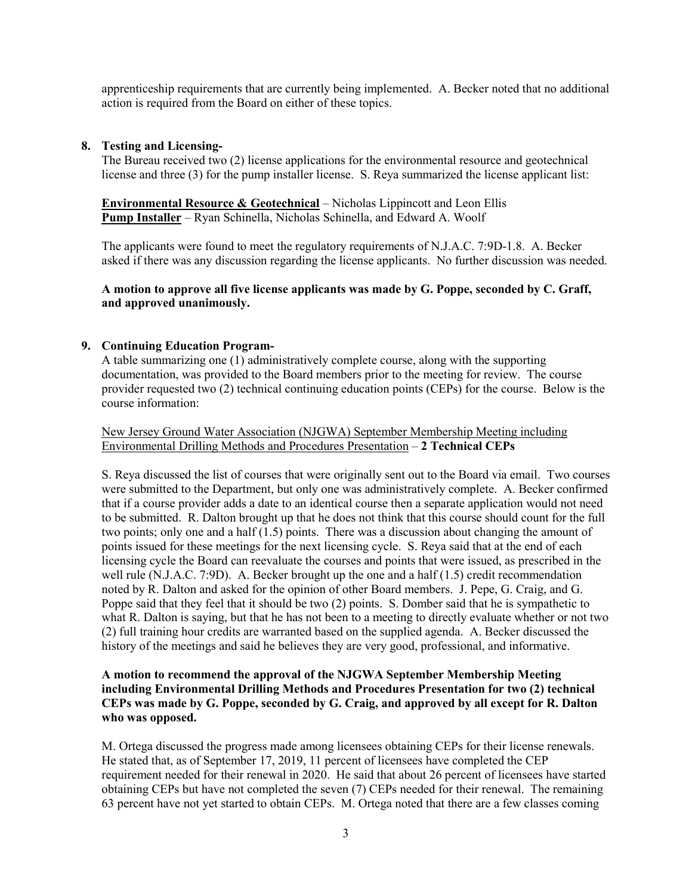apprenticeship requirements that are currently being implemented. A. Becker noted that no additional action is required from the Board on either of these topics.

**8. Testing and Licensing-**

The Bureau received two (2) license applications for the environmental resource and geotechnical license and three (3) for the pump installer license. S. Reya summarized the license applicant list:

**Environmental Resource & Geotechnical** – Nicholas Lippincott and Leon Ellis
**Pump Installer** – Ryan Schinella, Nicholas Schinella, and Edward A. Woolf

The applicants were found to meet the regulatory requirements of N.J.A.C. 7:9D-1.8. A. Becker asked if there was any discussion regarding the license applicants. No further discussion was needed.

**A motion to approve all five license applicants was made by G. Poppe, seconded by C. Graff, and approved unanimously.**

**9. Continuing Education Program-**

A table summarizing one (1) administratively complete course, along with the supporting documentation, was provided to the Board members prior to the meeting for review. The course provider requested two (2) technical continuing education points (CEPs) for the course. Below is the course information:

New Jersey Ground Water Association (NJGWA) September Membership Meeting including Environmental Drilling Methods and Procedures Presentation – **2 Technical CEPs**

S. Reya discussed the list of courses that were originally sent out to the Board via email. Two courses were submitted to the Department, but only one was administratively complete. A. Becker confirmed that if a course provider adds a date to an identical course then a separate application would not need to be submitted. R. Dalton brought up that he does not think that this course should count for the full two points; only one and a half (1.5) points. There was a discussion about changing the amount of points issued for these meetings for the next licensing cycle. S. Reya said that at the end of each licensing cycle the Board can reevaluate the courses and points that were issued, as prescribed in the well rule (N.J.A.C. 7:9D). A. Becker brought up the one and a half (1.5) credit recommendation noted by R. Dalton and asked for the opinion of other Board members. J. Pepe, G. Craig, and G. Poppe said that they feel that it should be two (2) points. S. Domber said that he is sympathetic to what R. Dalton is saying, but that he has not been to a meeting to directly evaluate whether or not two (2) full training hour credits are warranted based on the supplied agenda. A. Becker discussed the history of the meetings and said he believes they are very good, professional, and informative.

**A motion to recommend the approval of the NJGWA September Membership Meeting including Environmental Drilling Methods and Procedures Presentation for two (2) technical CEPs was made by G. Poppe, seconded by G. Craig, and approved by all except for R. Dalton who was opposed.**

M. Ortega discussed the progress made among licensees obtaining CEPs for their license renewals. He stated that, as of September 17, 2019, 11 percent of licensees have completed the CEP requirement needed for their renewal in 2020. He said that about 26 percent of licensees have started obtaining CEPs but have not completed the seven (7) CEPs needed for their renewal. The remaining 63 percent have not yet started to obtain CEPs. M. Ortega noted that there are a few classes coming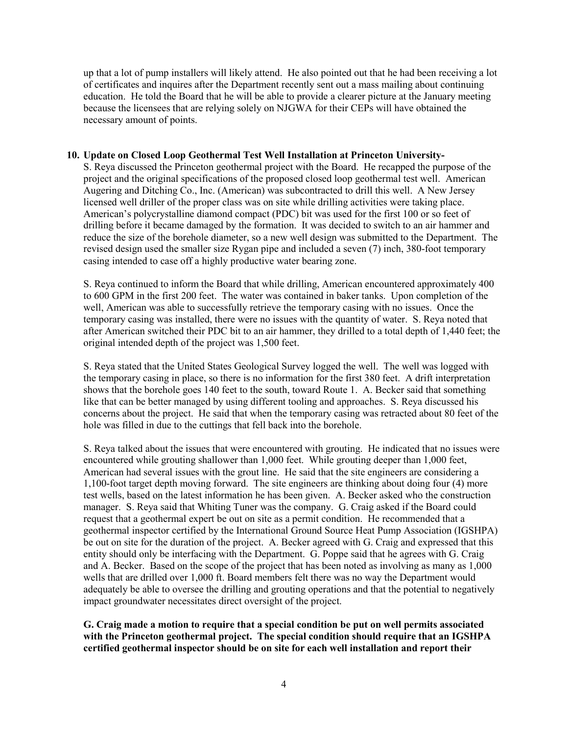up that a lot of pump installers will likely attend. He also pointed out that he had been receiving a lot of certificates and inquires after the Department recently sent out a mass mailing about continuing education. He told the Board that he will be able to provide a clearer picture at the January meeting because the licensees that are relying solely on NJGWA for their CEPs will have obtained the necessary amount of points.

**10. Update on Closed Loop Geothermal Test Well Installation at Princeton University-**

S. Reya discussed the Princeton geothermal project with the Board. He recapped the purpose of the project and the original specifications of the proposed closed loop geothermal test well. American Augering and Ditching Co., Inc. (American) was subcontracted to drill this well. A New Jersey licensed well driller of the proper class was on site while drilling activities were taking place. American's polycrystalline diamond compact (PDC) bit was used for the first 100 or so feet of drilling before it became damaged by the formation. It was decided to switch to an air hammer and reduce the size of the borehole diameter, so a new well design was submitted to the Department. The revised design used the smaller size Rygan pipe and included a seven (7) inch, 380-foot temporary casing intended to case off a highly productive water bearing zone.

S. Reya continued to inform the Board that while drilling, American encountered approximately 400 to 600 GPM in the first 200 feet. The water was contained in baker tanks. Upon completion of the well, American was able to successfully retrieve the temporary casing with no issues. Once the temporary casing was installed, there were no issues with the quantity of water. S. Reya noted that after American switched their PDC bit to an air hammer, they drilled to a total depth of 1,440 feet; the original intended depth of the project was 1,500 feet.

S. Reya stated that the United States Geological Survey logged the well. The well was logged with the temporary casing in place, so there is no information for the first 380 feet. A drift interpretation shows that the borehole goes 140 feet to the south, toward Route 1. A. Becker said that something like that can be better managed by using different tooling and approaches. S. Reya discussed his concerns about the project. He said that when the temporary casing was retracted about 80 feet of the hole was filled in due to the cuttings that fell back into the borehole.

S. Reya talked about the issues that were encountered with grouting. He indicated that no issues were encountered while grouting shallower than 1,000 feet. While grouting deeper than 1,000 feet, American had several issues with the grout line. He said that the site engineers are considering a 1,100-foot target depth moving forward. The site engineers are thinking about doing four (4) more test wells, based on the latest information he has been given. A. Becker asked who the construction manager. S. Reya said that Whiting Tuner was the company. G. Craig asked if the Board could request that a geothermal expert be out on site as a permit condition. He recommended that a geothermal inspector certified by the International Ground Source Heat Pump Association (IGSHPA) be out on site for the duration of the project. A. Becker agreed with G. Craig and expressed that this entity should only be interfacing with the Department. G. Poppe said that he agrees with G. Craig and A. Becker. Based on the scope of the project that has been noted as involving as many as 1,000 wells that are drilled over 1,000 ft. Board members felt there was no way the Department would adequately be able to oversee the drilling and grouting operations and that the potential to negatively impact groundwater necessitates direct oversight of the project.

**G. Craig made a motion to require that a special condition be put on well permits associated with the Princeton geothermal project. The special condition should require that an IGSHPA certified geothermal inspector should be on site for each well installation and report their**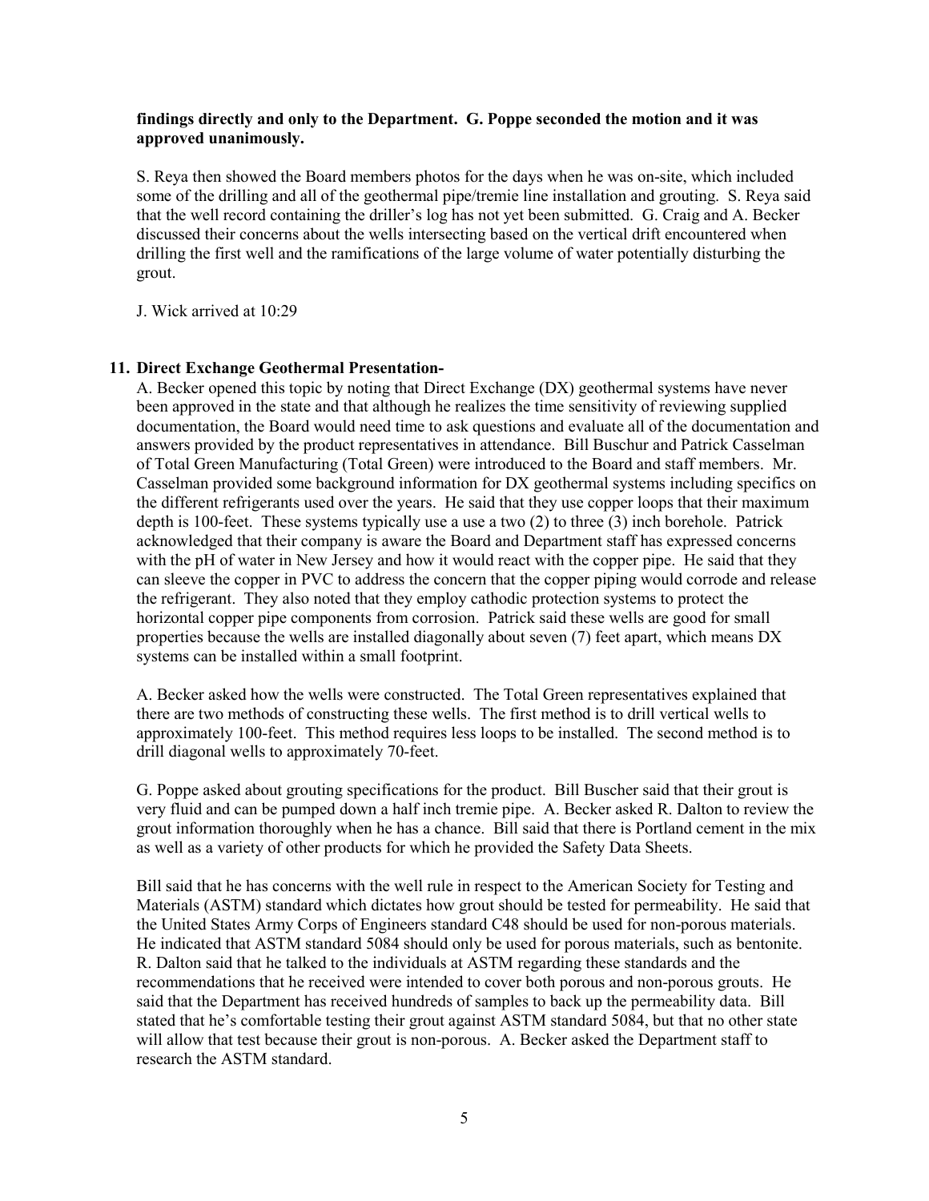**findings directly and only to the Department. G. Poppe seconded the motion and it was approved unanimously.**

S. Reya then showed the Board members photos for the days when he was on-site, which included some of the drilling and all of the geothermal pipe/tremie line installation and grouting. S. Reya said that the well record containing the driller's log has not yet been submitted. G. Craig and A. Becker discussed their concerns about the wells intersecting based on the vertical drift encountered when drilling the first well and the ramifications of the large volume of water potentially disturbing the grout.

J. Wick arrived at 10:29

**11. Direct Exchange Geothermal Presentation-**

A. Becker opened this topic by noting that Direct Exchange (DX) geothermal systems have never been approved in the state and that although he realizes the time sensitivity of reviewing supplied documentation, the Board would need time to ask questions and evaluate all of the documentation and answers provided by the product representatives in attendance. Bill Buschur and Patrick Casselman of Total Green Manufacturing (Total Green) were introduced to the Board and staff members. Mr. Casselman provided some background information for DX geothermal systems including specifics on the different refrigerants used over the years. He said that they use copper loops that their maximum depth is 100-feet. These systems typically use a use a two (2) to three (3) inch borehole. Patrick acknowledged that their company is aware the Board and Department staff has expressed concerns with the pH of water in New Jersey and how it would react with the copper pipe. He said that they can sleeve the copper in PVC to address the concern that the copper piping would corrode and release the refrigerant. They also noted that they employ cathodic protection systems to protect the horizontal copper pipe components from corrosion. Patrick said these wells are good for small properties because the wells are installed diagonally about seven (7) feet apart, which means DX systems can be installed within a small footprint.

A. Becker asked how the wells were constructed. The Total Green representatives explained that there are two methods of constructing these wells. The first method is to drill vertical wells to approximately 100-feet. This method requires less loops to be installed. The second method is to drill diagonal wells to approximately 70-feet.

G. Poppe asked about grouting specifications for the product. Bill Buscher said that their grout is very fluid and can be pumped down a half inch tremie pipe. A. Becker asked R. Dalton to review the grout information thoroughly when he has a chance. Bill said that there is Portland cement in the mix as well as a variety of other products for which he provided the Safety Data Sheets.

Bill said that he has concerns with the well rule in respect to the American Society for Testing and Materials (ASTM) standard which dictates how grout should be tested for permeability. He said that the United States Army Corps of Engineers standard C48 should be used for non-porous materials. He indicated that ASTM standard 5084 should only be used for porous materials, such as bentonite. R. Dalton said that he talked to the individuals at ASTM regarding these standards and the recommendations that he received were intended to cover both porous and non-porous grouts. He said that the Department has received hundreds of samples to back up the permeability data. Bill stated that he's comfortable testing their grout against ASTM standard 5084, but that no other state will allow that test because their grout is non-porous. A. Becker asked the Department staff to research the ASTM standard.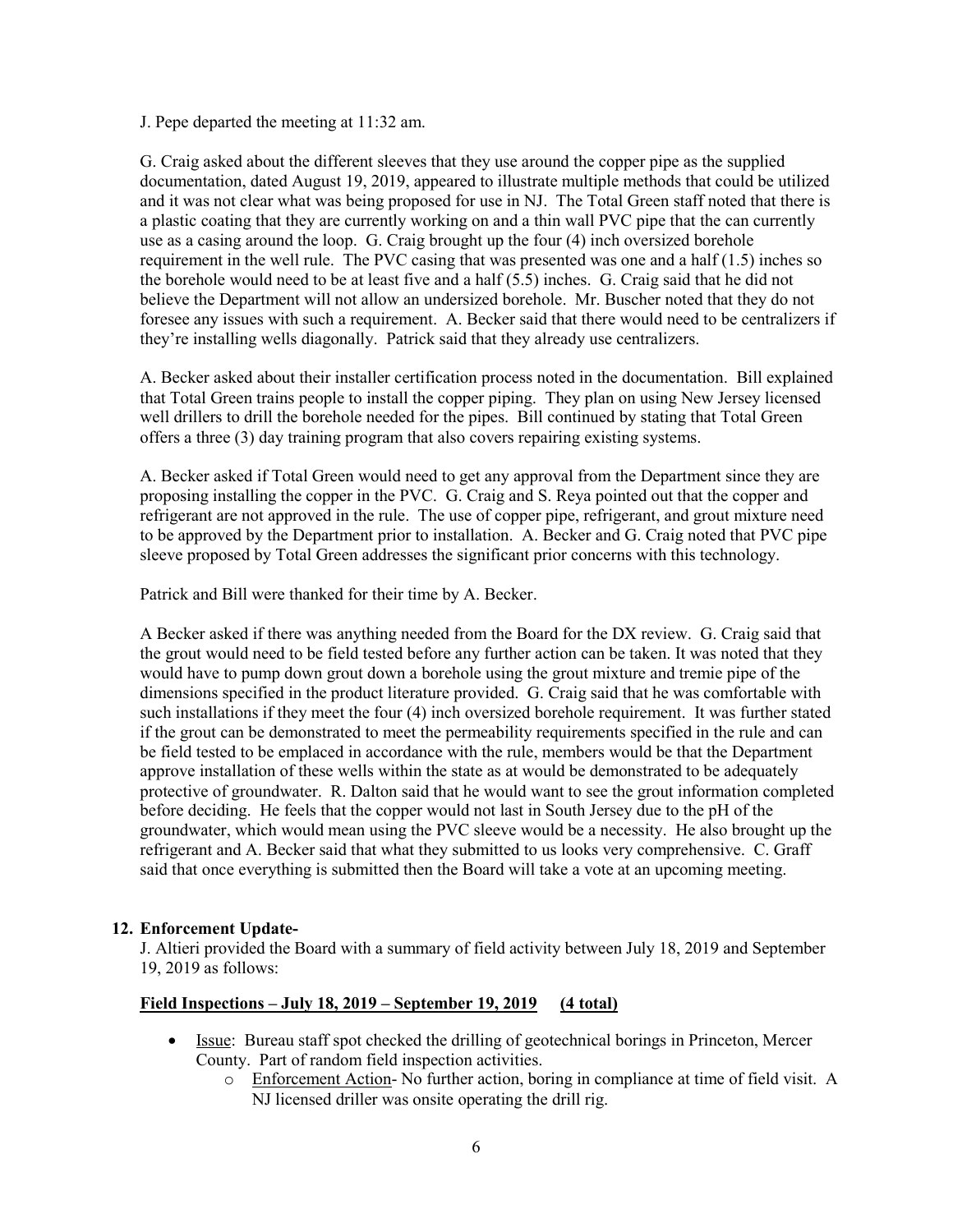J. Pepe departed the meeting at 11:32 am.

G. Craig asked about the different sleeves that they use around the copper pipe as the supplied documentation, dated August 19, 2019, appeared to illustrate multiple methods that could be utilized and it was not clear what was being proposed for use in NJ. The Total Green staff noted that there is a plastic coating that they are currently working on and a thin wall PVC pipe that the can currently use as a casing around the loop. G. Craig brought up the four (4) inch oversized borehole requirement in the well rule. The PVC casing that was presented was one and a half (1.5) inches so the borehole would need to be at least five and a half (5.5) inches. G. Craig said that he did not believe the Department will not allow an undersized borehole. Mr. Buscher noted that they do not foresee any issues with such a requirement. A. Becker said that there would need to be centralizers if they're installing wells diagonally. Patrick said that they already use centralizers.

A. Becker asked about their installer certification process noted in the documentation. Bill explained that Total Green trains people to install the copper piping. They plan on using New Jersey licensed well drillers to drill the borehole needed for the pipes. Bill continued by stating that Total Green offers a three (3) day training program that also covers repairing existing systems.

A. Becker asked if Total Green would need to get any approval from the Department since they are proposing installing the copper in the PVC. G. Craig and S. Reya pointed out that the copper and refrigerant are not approved in the rule. The use of copper pipe, refrigerant, and grout mixture need to be approved by the Department prior to installation. A. Becker and G. Craig noted that PVC pipe sleeve proposed by Total Green addresses the significant prior concerns with this technology.

Patrick and Bill were thanked for their time by A. Becker.

A Becker asked if there was anything needed from the Board for the DX review. G. Craig said that the grout would need to be field tested before any further action can be taken. It was noted that they would have to pump down grout down a borehole using the grout mixture and tremie pipe of the dimensions specified in the product literature provided. G. Craig said that he was comfortable with such installations if they meet the four (4) inch oversized borehole requirement. It was further stated if the grout can be demonstrated to meet the permeability requirements specified in the rule and can be field tested to be emplaced in accordance with the rule, members would be that the Department approve installation of these wells within the state as at would be demonstrated to be adequately protective of groundwater. R. Dalton said that he would want to see the grout information completed before deciding. He feels that the copper would not last in South Jersey due to the pH of the groundwater, which would mean using the PVC sleeve would be a necessity. He also brought up the refrigerant and A. Becker said that what they submitted to us looks very comprehensive. C. Graff said that once everything is submitted then the Board will take a vote at an upcoming meeting.

**12. Enforcement Update-**

J. Altieri provided the Board with a summary of field activity between July 18, 2019 and September 19, 2019 as follows:

**Field Inspections – July 18, 2019 – September 19, 2019 (4 total)**

- Issue: Bureau staff spot checked the drilling of geotechnical borings in Princeton, Mercer County. Part of random field inspection activities.
  - Enforcement Action- No further action, boring in compliance at time of field visit. A NJ licensed driller was onsite operating the drill rig.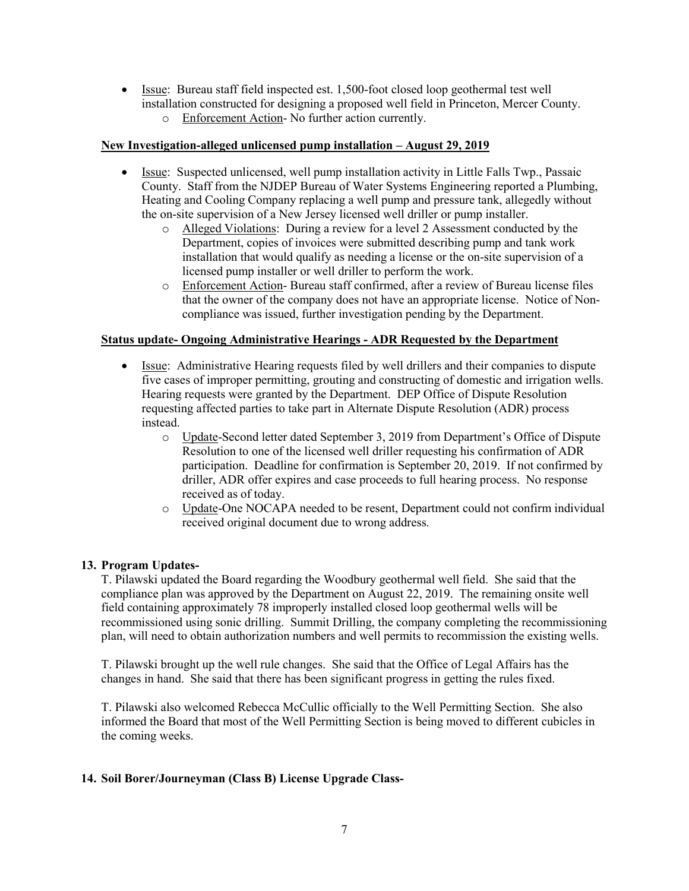- Issue: Bureau staff field inspected est. 1,500-foot closed loop geothermal test well installation constructed for designing a proposed well field in Princeton, Mercer County.
  - Enforcement Action- No further action currently.

**New Investigation-alleged unlicensed pump installation – August 29, 2019**

- Issue: Suspected unlicensed, well pump installation activity in Little Falls Twp., Passaic County. Staff from the NJDEP Bureau of Water Systems Engineering reported a Plumbing, Heating and Cooling Company replacing a well pump and pressure tank, allegedly without the on-site supervision of a New Jersey licensed well driller or pump installer.
  - Alleged Violations: During a review for a level 2 Assessment conducted by the Department, copies of invoices were submitted describing pump and tank work installation that would qualify as needing a license or the on-site supervision of a licensed pump installer or well driller to perform the work.
  - Enforcement Action- Bureau staff confirmed, after a review of Bureau license files that the owner of the company does not have an appropriate license. Notice of Non-compliance was issued, further investigation pending by the Department.

**Status update- Ongoing Administrative Hearings - ADR Requested by the Department**

- Issue: Administrative Hearing requests filed by well drillers and their companies to dispute five cases of improper permitting, grouting and constructing of domestic and irrigation wells. Hearing requests were granted by the Department. DEP Office of Dispute Resolution requesting affected parties to take part in Alternate Dispute Resolution (ADR) process instead.
  - Update-Second letter dated September 3, 2019 from Department's Office of Dispute Resolution to one of the licensed well driller requesting his confirmation of ADR participation. Deadline for confirmation is September 20, 2019. If not confirmed by driller, ADR offer expires and case proceeds to full hearing process. No response received as of today.
  - Update-One NOCAPA needed to be resent, Department could not confirm individual received original document due to wrong address.

**13. Program Updates-**

T. Pilawski updated the Board regarding the Woodbury geothermal well field. She said that the compliance plan was approved by the Department on August 22, 2019. The remaining onsite well field containing approximately 78 improperly installed closed loop geothermal wells will be recommissioned using sonic drilling. Summit Drilling, the company completing the recommissioning plan, will need to obtain authorization numbers and well permits to recommission the existing wells.

T. Pilawski brought up the well rule changes. She said that the Office of Legal Affairs has the changes in hand. She said that there has been significant progress in getting the rules fixed.

T. Pilawski also welcomed Rebecca McCullic officially to the Well Permitting Section. She also informed the Board that most of the Well Permitting Section is being moved to different cubicles in the coming weeks.

**14. Soil Borer/Journeyman (Class B) License Upgrade Class-**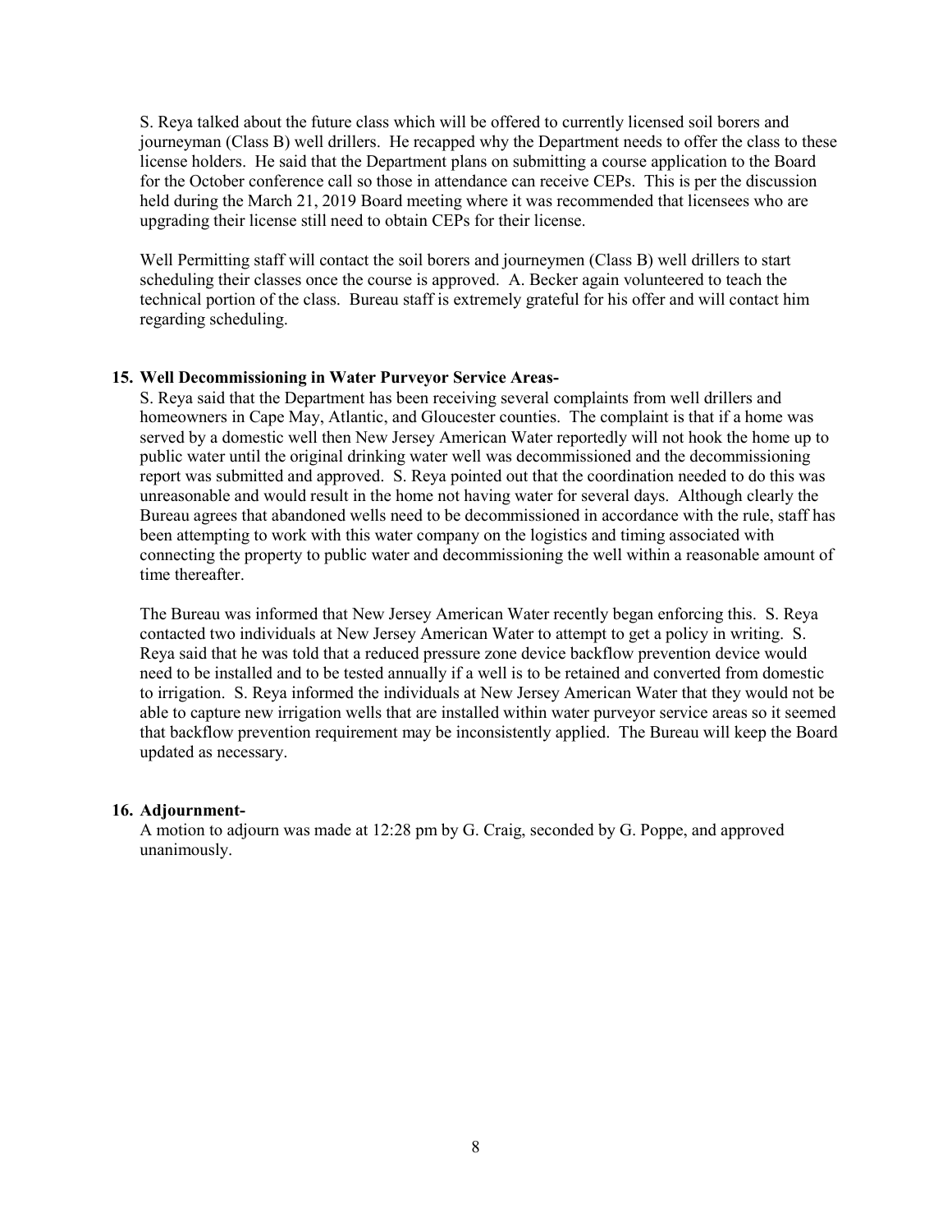S. Reya talked about the future class which will be offered to currently licensed soil borers and journeyman (Class B) well drillers. He recapped why the Department needs to offer the class to these license holders. He said that the Department plans on submitting a course application to the Board for the October conference call so those in attendance can receive CEPs. This is per the discussion held during the March 21, 2019 Board meeting where it was recommended that licensees who are upgrading their license still need to obtain CEPs for their license.

Well Permitting staff will contact the soil borers and journeymen (Class B) well drillers to start scheduling their classes once the course is approved. A. Becker again volunteered to teach the technical portion of the class. Bureau staff is extremely grateful for his offer and will contact him regarding scheduling.

**15. Well Decommissioning in Water Purveyor Service Areas-**

S. Reya said that the Department has been receiving several complaints from well drillers and homeowners in Cape May, Atlantic, and Gloucester counties. The complaint is that if a home was served by a domestic well then New Jersey American Water reportedly will not hook the home up to public water until the original drinking water well was decommissioned and the decommissioning report was submitted and approved. S. Reya pointed out that the coordination needed to do this was unreasonable and would result in the home not having water for several days. Although clearly the Bureau agrees that abandoned wells need to be decommissioned in accordance with the rule, staff has been attempting to work with this water company on the logistics and timing associated with connecting the property to public water and decommissioning the well within a reasonable amount of time thereafter.

The Bureau was informed that New Jersey American Water recently began enforcing this. S. Reya contacted two individuals at New Jersey American Water to attempt to get a policy in writing. S. Reya said that he was told that a reduced pressure zone device backflow prevention device would need to be installed and to be tested annually if a well is to be retained and converted from domestic to irrigation. S. Reya informed the individuals at New Jersey American Water that they would not be able to capture new irrigation wells that are installed within water purveyor service areas so it seemed that backflow prevention requirement may be inconsistently applied. The Bureau will keep the Board updated as necessary.

**16. Adjournment-**

A motion to adjourn was made at 12:28 pm by G. Craig, seconded by G. Poppe, and approved unanimously.